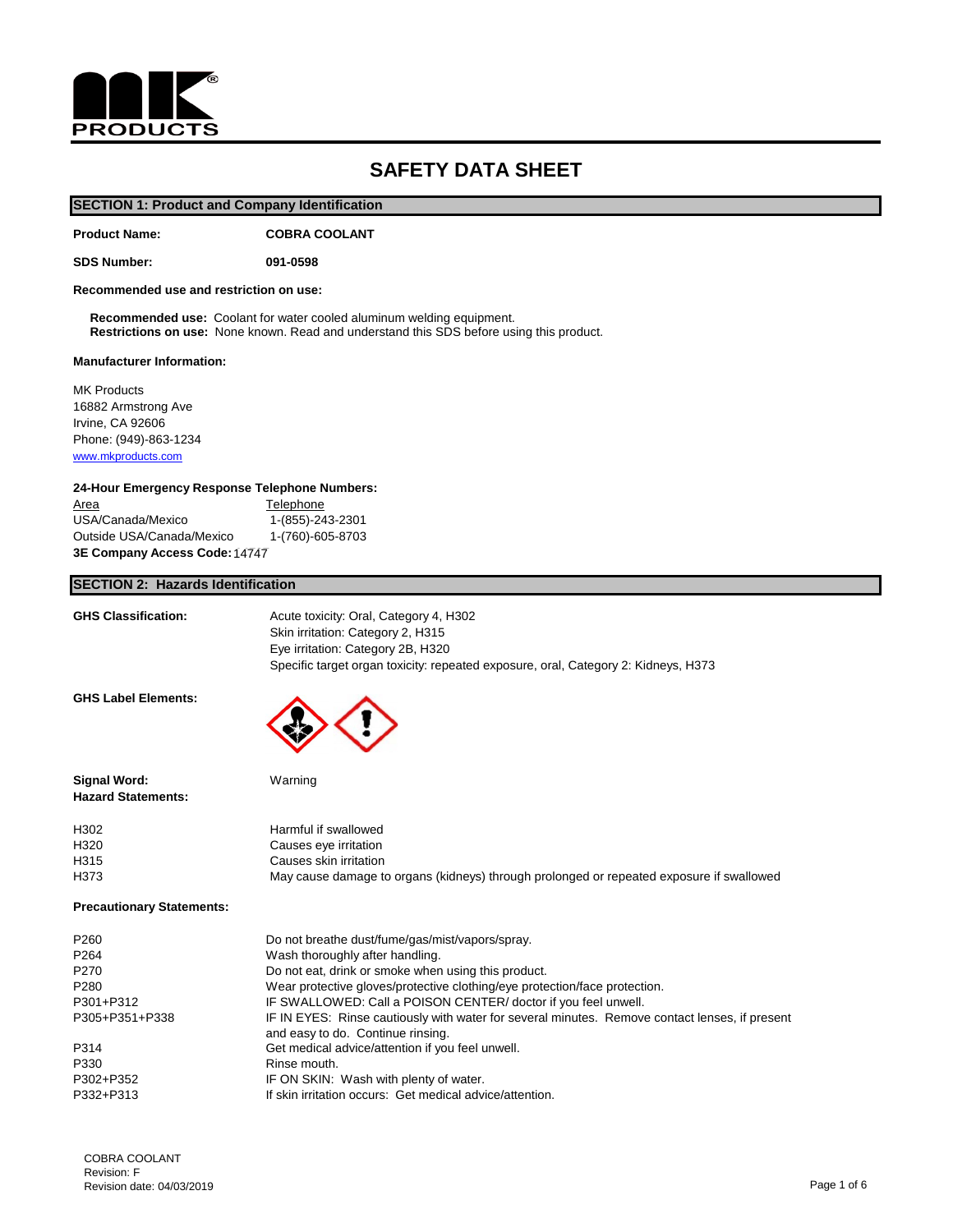**MK PRODUCTS**

# SAFETY DATA SHEET

## SECTION 1: Product and Company Identification

**Product Name:** **COBRA COOLANT**

**SDS Number:** **091-0598**

**Recommended use and restriction on use:**

**Recommended use:** Coolant for water cooled aluminum welding equipment.
**Restrictions on use:** None known. Read and understand this SDS before using this product.

**Manufacturer Information:**

MK Products
16882 Armstrong Ave
Irvine, CA 92606
Phone: (949)-863-1234
www.mkproducts.com

**24-Hour Emergency Response Telephone Numbers:**

| Area | Telephone |
|---|---|
| USA/Canada/Mexico | 1-(855)-243-2301 |
| Outside USA/Canada/Mexico | 1-(760)-605-8703 |

**3E Company Access Code:** 14747

## SECTION 2: Hazards Identification

**GHS Classification:**
Acute toxicity: Oral, Category 4, H302
Skin irritation: Category 2, H315
Eye irritation: Category 2B, H320
Specific target organ toxicity: repeated exposure, oral, Category 2: Kidneys, H373

**GHS Label Elements:**

**Signal Word:** Warning

**Hazard Statements:**

| | |
|---|---|
| H302 | Harmful if swallowed |
| H320 | Causes eye irritation |
| H315 | Causes skin irritation |
| H373 | May cause damage to organs (kidneys) through prolonged or repeated exposure if swallowed |

**Precautionary Statements:**

| | |
|---|---|
| P260 | Do not breathe dust/fume/gas/mist/vapors/spray. |
| P264 | Wash thoroughly after handling. |
| P270 | Do not eat, drink or smoke when using this product. |
| P280 | Wear protective gloves/protective clothing/eye protection/face protection. |
| P301+P312 | IF SWALLOWED: Call a POISON CENTER/ doctor if you feel unwell. |
| P305+P351+P338 | IF IN EYES: Rinse cautiously with water for several minutes. Remove contact lenses, if present and easy to do. Continue rinsing. |
| P314 | Get medical advice/attention if you feel unwell. |
| P330 | Rinse mouth. |
| P302+P352 | IF ON SKIN: Wash with plenty of water. |
| P332+P313 | If skin irritation occurs: Get medical advice/attention. |

COBRA COOLANT
Revision: F
Revision date: 04/03/2019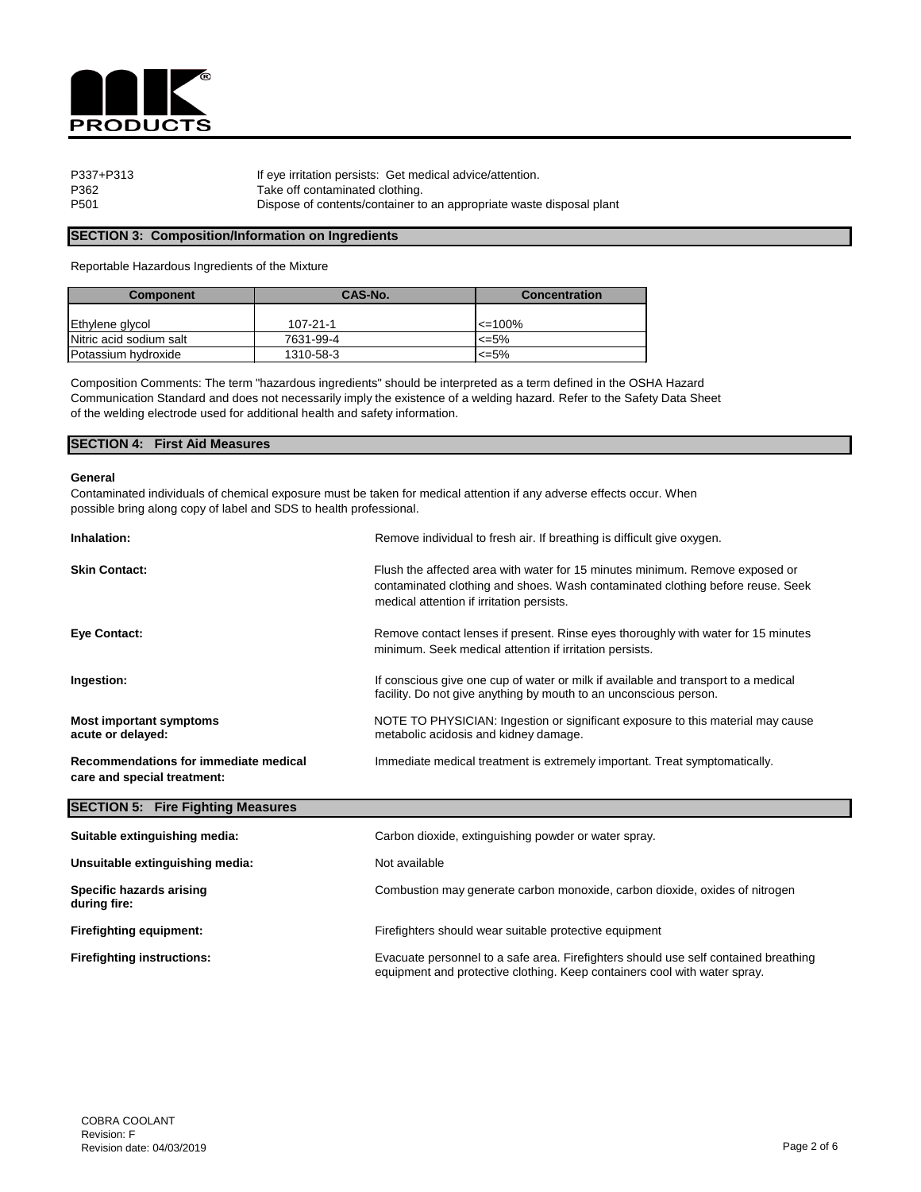| | |
|---|---|
| P337+P313 | If eye irritation persists: Get medical advice/attention. |
| P362 | Take off contaminated clothing. |
| P501 | Dispose of contents/container to an appropriate waste disposal plant |

## SECTION 3: Composition/Information on Ingredients

Reportable Hazardous Ingredients of the Mixture

| Component | CAS-No. | Concentration |
|---|---|---|
| Ethylene glycol | 107-21-1 | <=100% |
| Nitric acid sodium salt | 7631-99-4 | <=5% |
| Potassium hydroxide | 1310-58-3 | <=5% |

Composition Comments: The term "hazardous ingredients" should be interpreted as a term defined in the OSHA Hazard Communication Standard and does not necessarily imply the existence of a welding hazard. Refer to the Safety Data Sheet of the welding electrode used for additional health and safety information.

## SECTION 4: First Aid Measures

**General**

Contaminated individuals of chemical exposure must be taken for medical attention if any adverse effects occur. When possible bring along copy of label and SDS to health professional.

**Inhalation:** Remove individual to fresh air. If breathing is difficult give oxygen.

**Skin Contact:** Flush the affected area with water for 15 minutes minimum. Remove exposed or contaminated clothing and shoes. Wash contaminated clothing before reuse. Seek medical attention if irritation persists.

**Eye Contact:** Remove contact lenses if present. Rinse eyes thoroughly with water for 15 minutes minimum. Seek medical attention if irritation persists.

**Ingestion:** If conscious give one cup of water or milk if available and transport to a medical facility. Do not give anything by mouth to an unconscious person.

**Most important symptoms acute or delayed:** NOTE TO PHYSICIAN: Ingestion or significant exposure to this material may cause metabolic acidosis and kidney damage.

**Recommendations for immediate medical care and special treatment:** Immediate medical treatment is extremely important. Treat symptomatically.

## SECTION 5: Fire Fighting Measures

**Suitable extinguishing media:** Carbon dioxide, extinguishing powder or water spray.

**Unsuitable extinguishing media:** Not available

**Specific hazards arising during fire:** Combustion may generate carbon monoxide, carbon dioxide, oxides of nitrogen

**Firefighting equipment:** Firefighters should wear suitable protective equipment

**Firefighting instructions:** Evacuate personnel to a safe area. Firefighters should use self contained breathing equipment and protective clothing. Keep containers cool with water spray.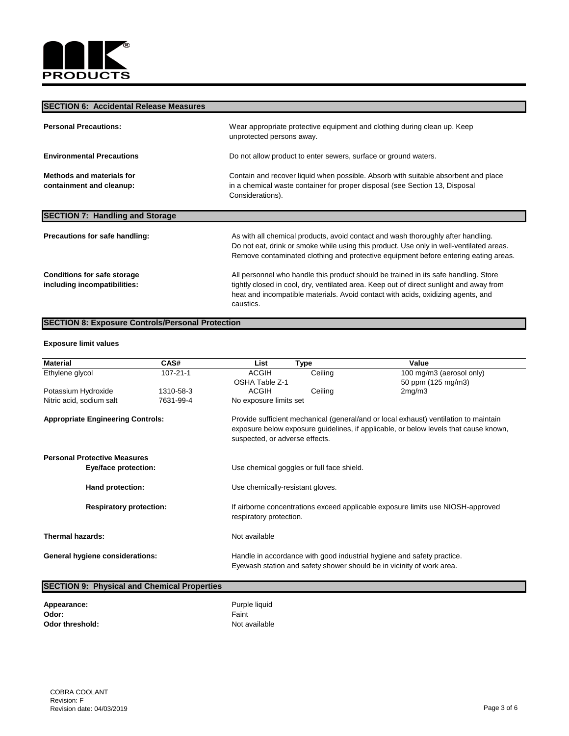## SECTION 6: Accidental Release Measures

**Personal Precautions:** Wear appropriate protective equipment and clothing during clean up. Keep unprotected persons away.

**Environmental Precautions** Do not allow product to enter sewers, surface or ground waters.

**Methods and materials for containment and cleanup:** Contain and recover liquid when possible. Absorb with suitable absorbent and place in a chemical waste container for proper disposal (see Section 13, Disposal Considerations).

## SECTION 7: Handling and Storage

**Precautions for safe handling:** As with all chemical products, avoid contact and wash thoroughly after handling. Do not eat, drink or smoke while using this product. Use only in well-ventilated areas. Remove contaminated clothing and protective equipment before entering eating areas.

**Conditions for safe storage including incompatibilities:** All personnel who handle this product should be trained in its safe handling. Store tightly closed in cool, dry, ventilated area. Keep out of direct sunlight and away from heat and incompatible materials. Avoid contact with acids, oxidizing agents, and caustics.

## SECTION 8: Exposure Controls/Personal Protection

**Exposure limit values**

| Material | CAS# | List | Type | Value |
|---|---|---|---|---|
| Ethylene glycol | 107-21-1 | ACGIH | Ceiling | 100 mg/m3 (aerosol only) |
| | | OSHA Table Z-1 | | 50 ppm (125 mg/m3) |
| Potassium Hydroxide | 1310-58-3 | ACGIH | Ceiling | 2mg/m3 |
| Nitric acid, sodium salt | 7631-99-4 | No exposure limits set | | |

**Appropriate Engineering Controls:** Provide sufficient mechanical (general/and or local exhaust) ventilation to maintain exposure below exposure guidelines, if applicable, or below levels that cause known, suspected, or adverse effects.

**Personal Protective Measures**

**Eye/face protection:** Use chemical goggles or full face shield.

**Hand protection:** Use chemically-resistant gloves.

**Respiratory protection:** If airborne concentrations exceed applicable exposure limits use NIOSH-approved respiratory protection.

**Thermal hazards:** Not available

**General hygiene considerations:** Handle in accordance with good industrial hygiene and safety practice. Eyewash station and safety shower should be in vicinity of work area.

## SECTION 9: Physical and Chemical Properties

**Appearance:** Purple liquid
**Odor:** Faint
**Odor threshold:** Not available

COBRA COOLANT
Revision: F
Revision date: 04/03/2019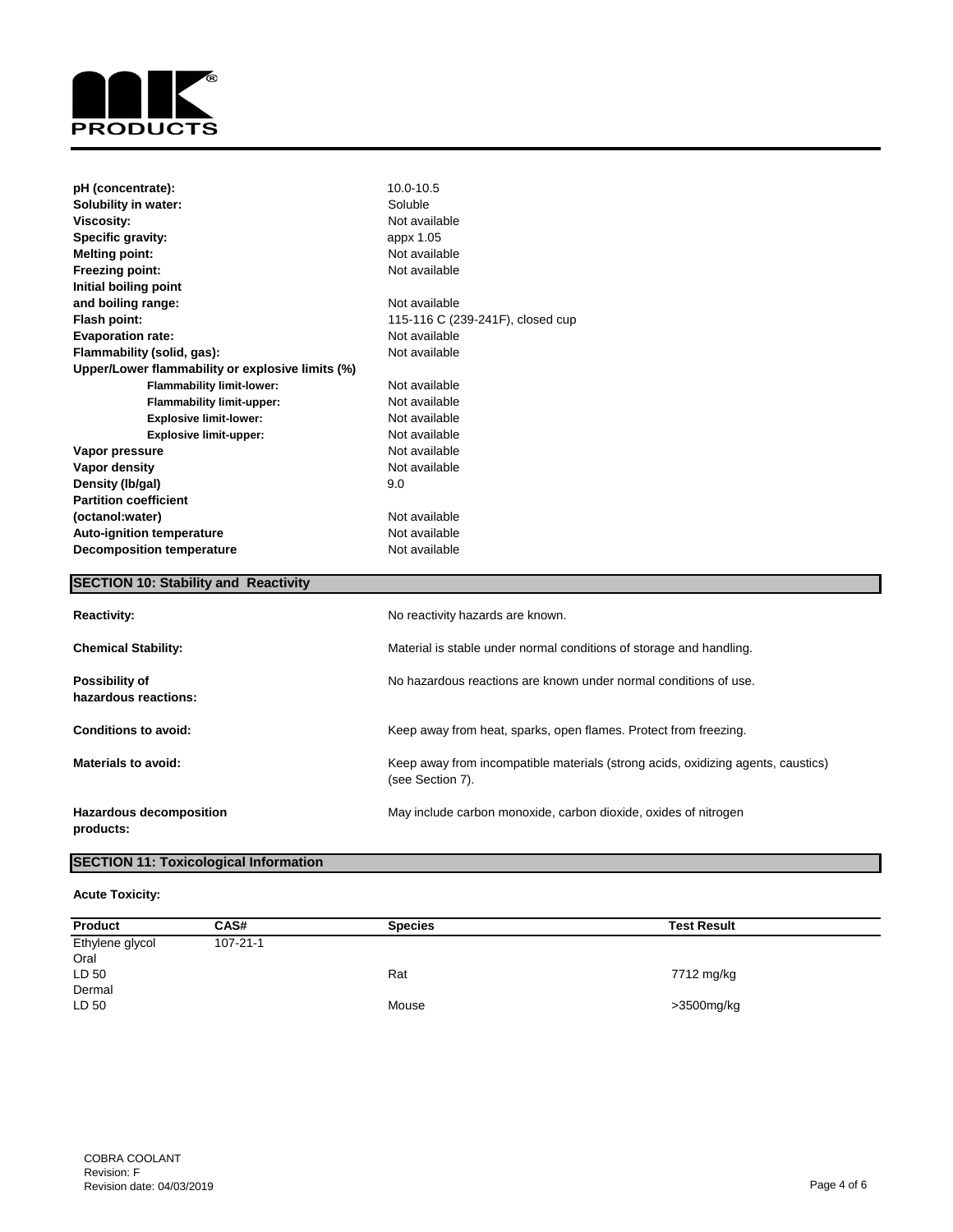| | |
|---|---|
| **pH (concentrate):** | 10.0-10.5 |
| **Solubility in water:** | Soluble |
| **Viscosity:** | Not available |
| **Specific gravity:** | appx 1.05 |
| **Melting point:** | Not available |
| **Freezing point:** | Not available |
| **Initial boiling point and boiling range:** | Not available |
| **Flash point:** | 115-116 C (239-241F), closed cup |
| **Evaporation rate:** | Not available |
| **Flammability (solid, gas):** | Not available |
| **Upper/Lower flammability or explosive limits (%)** | |
| **Flammability limit-lower:** | Not available |
| **Flammability limit-upper:** | Not available |
| **Explosive limit-lower:** | Not available |
| **Explosive limit-upper:** | Not available |
| **Vapor pressure** | Not available |
| **Vapor density** | Not available |
| **Density (lb/gal)** | 9.0 |
| **Partition coefficient (octanol:water)** | Not available |
| **Auto-ignition temperature** | Not available |
| **Decomposition temperature** | Not available |

## SECTION 10: Stability and Reactivity

| | |
|---|---|
| **Reactivity:** | No reactivity hazards are known. |
| **Chemical Stability:** | Material is stable under normal conditions of storage and handling. |
| **Possibility of hazardous reactions:** | No hazardous reactions are known under normal conditions of use. |
| **Conditions to avoid:** | Keep away from heat, sparks, open flames. Protect from freezing. |
| **Materials to avoid:** | Keep away from incompatible materials (strong acids, oxidizing agents, caustics) (see Section 7). |
| **Hazardous decomposition products:** | May include carbon monoxide, carbon dioxide, oxides of nitrogen |

## SECTION 11: Toxicological Information

**Acute Toxicity:**

| Product | CAS# | Species | Test Result |
|---|---|---|---|
| Ethylene glycol | 107-21-1 | | |
| Oral | | | |
| LD 50 | | Rat | 7712 mg/kg |
| Dermal | | | |
| LD 50 | | Mouse | >3500mg/kg |

COBRA COOLANT
Revision: F
Revision date: 04/03/2019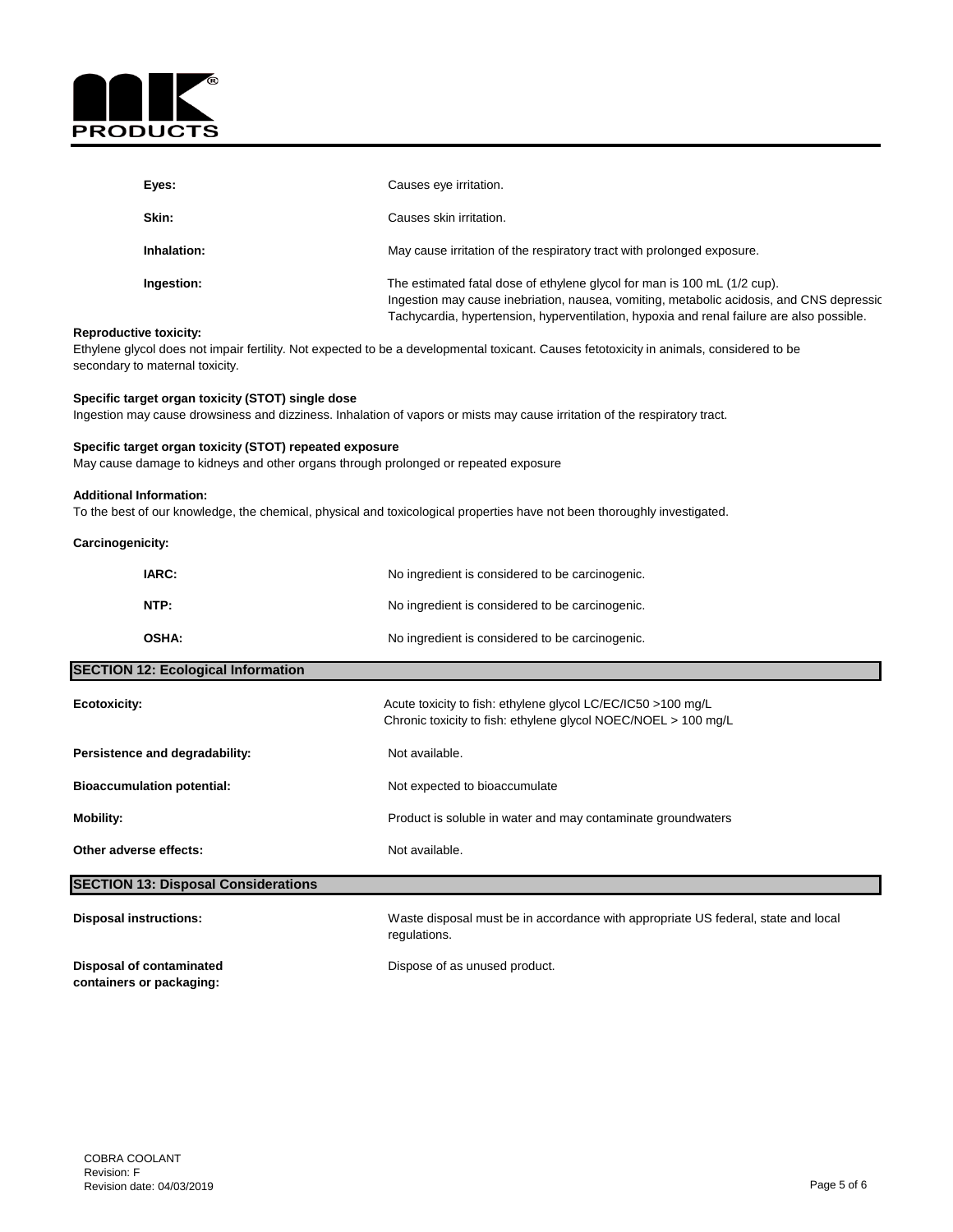| | |
|---|---|
| **Eyes:** | Causes eye irritation. |
| **Skin:** | Causes skin irritation. |
| **Inhalation:** | May cause irritation of the respiratory tract with prolonged exposure. |
| **Ingestion:** | The estimated fatal dose of ethylene glycol for man is 100 mL (1/2 cup). Ingestion may cause inebriation, nausea, vomiting, metabolic acidosis, and CNS depressic Tachycardia, hypertension, hyperventilation, hypoxia and renal failure are also possible. |

**Reproductive toxicity:**

Ethylene glycol does not impair fertility. Not expected to be a developmental toxicant. Causes fetotoxicity in animals, considered to be secondary to maternal toxicity.

**Specific target organ toxicity (STOT) single dose**

Ingestion may cause drowsiness and dizziness. Inhalation of vapors or mists may cause irritation of the respiratory tract.

**Specific target organ toxicity (STOT) repeated exposure**

May cause damage to kidneys and other organs through prolonged or repeated exposure

**Additional Information:**

To the best of our knowledge, the chemical, physical and toxicological properties have not been thoroughly investigated.

**Carcinogenicity:**

| | |
|---|---|
| **IARC:** | No ingredient is considered to be carcinogenic. |
| **NTP:** | No ingredient is considered to be carcinogenic. |
| **OSHA:** | No ingredient is considered to be carcinogenic. |

## SECTION 12: Ecological Information

| | |
|---|---|
| **Ecotoxicity:** | Acute toxicity to fish: ethylene glycol LC/EC/IC50 >100 mg/L<br>Chronic toxicity to fish: ethylene glycol NOEC/NOEL > 100 mg/L |
| **Persistence and degradability:** | Not available. |
| **Bioaccumulation potential:** | Not expected to bioaccumulate |
| **Mobility:** | Product is soluble in water and may contaminate groundwaters |
| **Other adverse effects:** | Not available. |

## SECTION 13: Disposal Considerations

| | |
|---|---|
| **Disposal instructions:** | Waste disposal must be in accordance with appropriate US federal, state and local regulations. |
| **Disposal of contaminated containers or packaging:** | Dispose of as unused product. |

COBRA COOLANT
Revision: F
Revision date: 04/03/2019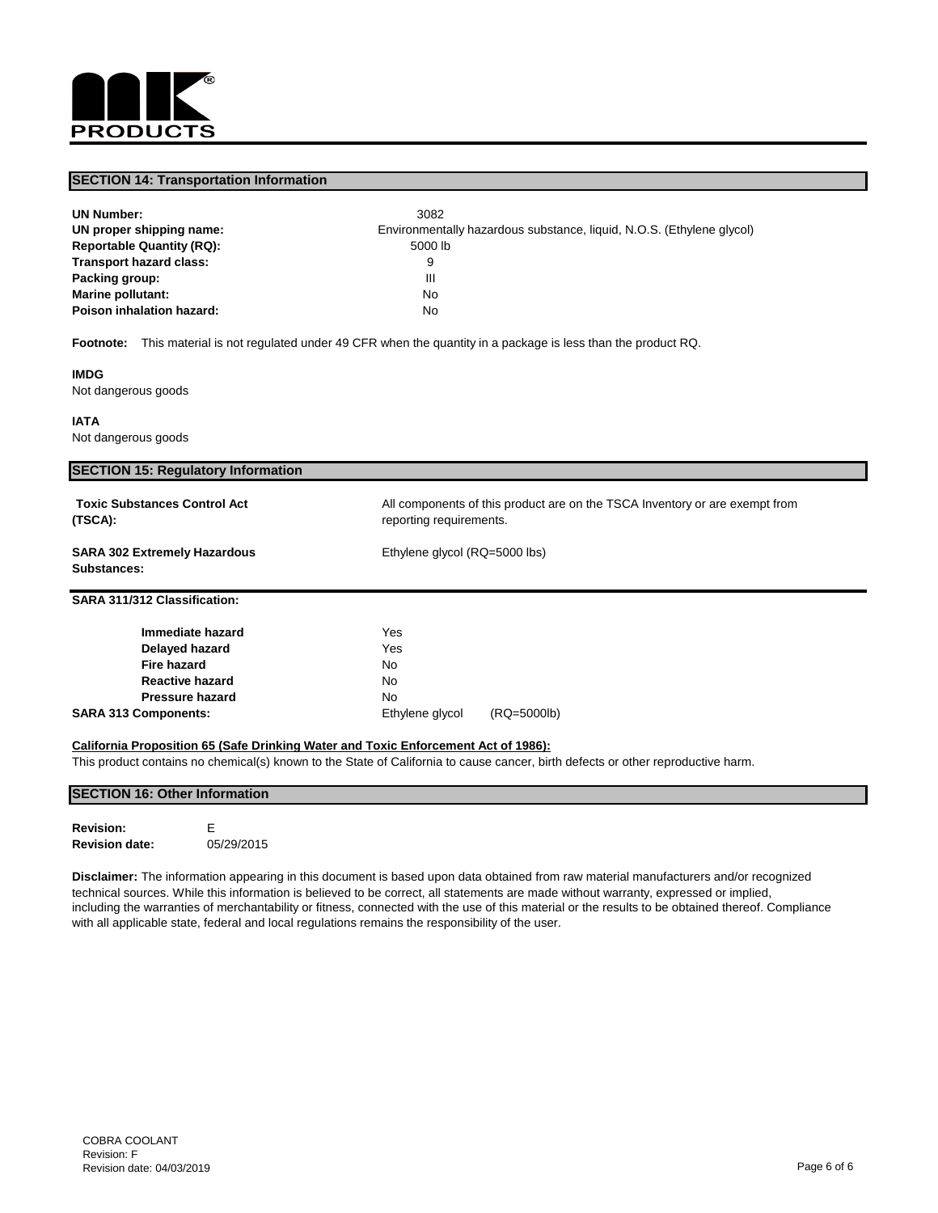## SECTION 14: Transportation Information

| | |
|---|---|
| **UN Number:** | 3082 |
| **UN proper shipping name:** | Environmentally hazardous substance, liquid, N.O.S. (Ethylene glycol) |
| **Reportable Quantity (RQ):** | 5000 lb |
| **Transport hazard class:** | 9 |
| **Packing group:** | III |
| **Marine pollutant:** | No |
| **Poison inhalation hazard:** | No |

**Footnote:** This material is not regulated under 49 CFR when the quantity in a package is less than the product RQ.

**IMDG**
Not dangerous goods

**IATA**
Not dangerous goods

## SECTION 15: Regulatory Information

| | |
|---|---|
| **Toxic Substances Control Act (TSCA):** | All components of this product are on the TSCA Inventory or are exempt from reporting requirements. |
| **SARA 302 Extremely Hazardous Substances:** | Ethylene glycol (RQ=5000 lbs) |

**SARA 311/312 Classification:**

| | |
|---|---|
| **Immediate hazard** | Yes |
| **Delayed hazard** | Yes |
| **Fire hazard** | No |
| **Reactive hazard** | No |
| **Pressure hazard** | No |
| **SARA 313 Components:** | Ethylene glycol (RQ=5000lb) |

**California Proposition 65 (Safe Drinking Water and Toxic Enforcement Act of 1986):**
This product contains no chemical(s) known to the State of California to cause cancer, birth defects or other reproductive harm.

## SECTION 16: Other Information

**Revision:** E
**Revision date:** 05/29/2015

**Disclaimer:** The information appearing in this document is based upon data obtained from raw material manufacturers and/or recognized technical sources. While this information is believed to be correct, all statements are made without warranty, expressed or implied, including the warranties of merchantability or fitness, connected with the use of this material or the results to be obtained thereof. Compliance with all applicable state, federal and local regulations remains the responsibility of the user.